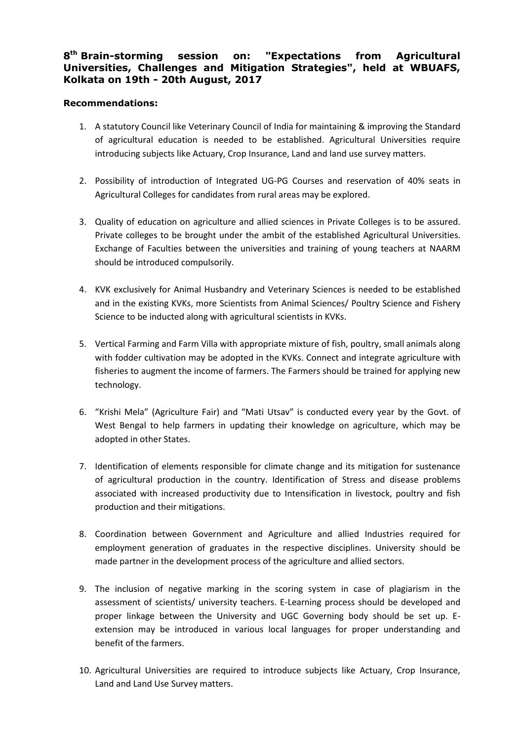## 8th Brain-storming session on: "Expectations from Agricultural Universities, Challenges and Mitigation Strategies", held at WBUAFS, Kolkata on 19th - 20th August, 2017

**Recommendations:**

1. A statutory Council like Veterinary Council of India for maintaining & improving the Standard of agricultural education is needed to be established. Agricultural Universities require introducing subjects like Actuary, Crop Insurance, Land and land use survey matters.

2. Possibility of introduction of Integrated UG-PG Courses and reservation of 40% seats in Agricultural Colleges for candidates from rural areas may be explored.

3. Quality of education on agriculture and allied sciences in Private Colleges is to be assured. Private colleges to be brought under the ambit of the established Agricultural Universities. Exchange of Faculties between the universities and training of young teachers at NAARM should be introduced compulsorily.

4. KVK exclusively for Animal Husbandry and Veterinary Sciences is needed to be established and in the existing KVKs, more Scientists from Animal Sciences/ Poultry Science and Fishery Science to be inducted along with agricultural scientists in KVKs.

5. Vertical Farming and Farm Villa with appropriate mixture of fish, poultry, small animals along with fodder cultivation may be adopted in the KVKs. Connect and integrate agriculture with fisheries to augment the income of farmers. The Farmers should be trained for applying new technology.

6. "Krishi Mela" (Agriculture Fair) and "Mati Utsav" is conducted every year by the Govt. of West Bengal to help farmers in updating their knowledge on agriculture, which may be adopted in other States.

7. Identification of elements responsible for climate change and its mitigation for sustenance of agricultural production in the country. Identification of Stress and disease problems associated with increased productivity due to Intensification in livestock, poultry and fish production and their mitigations.

8. Coordination between Government and Agriculture and allied Industries required for employment generation of graduates in the respective disciplines. University should be made partner in the development process of the agriculture and allied sectors.

9. The inclusion of negative marking in the scoring system in case of plagiarism in the assessment of scientists/ university teachers. E-Learning process should be developed and proper linkage between the University and UGC Governing body should be set up. E-extension may be introduced in various local languages for proper understanding and benefit of the farmers.

10. Agricultural Universities are required to introduce subjects like Actuary, Crop Insurance, Land and Land Use Survey matters.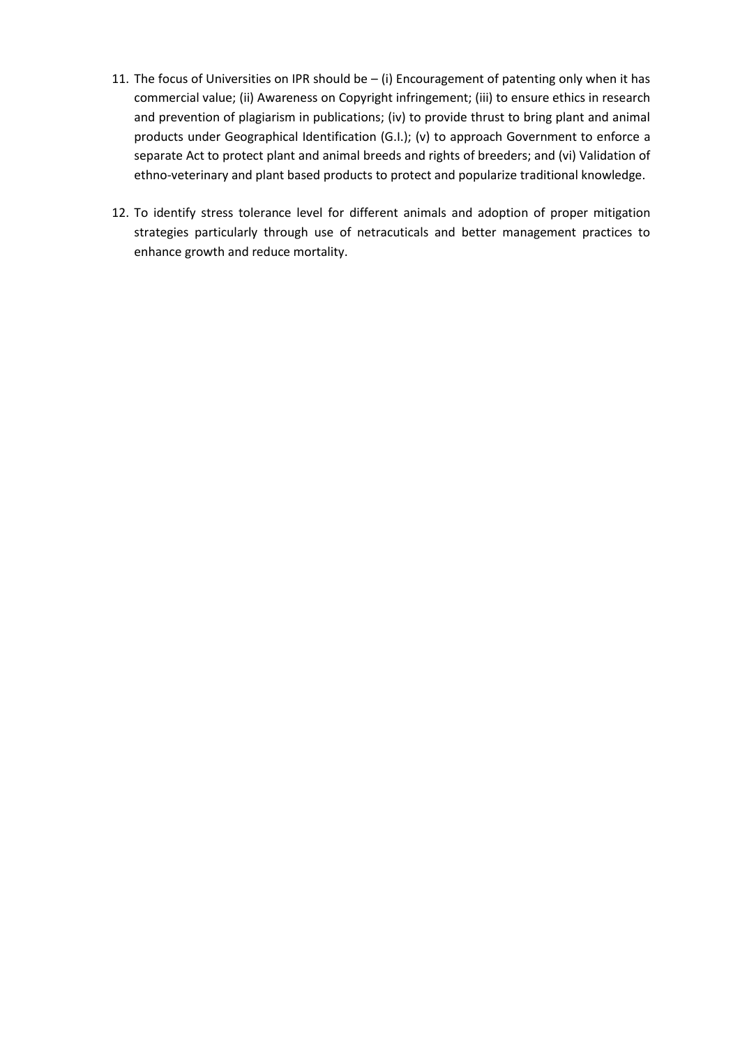11. The focus of Universities on IPR should be – (i) Encouragement of patenting only when it has commercial value; (ii) Awareness on Copyright infringement; (iii) to ensure ethics in research and prevention of plagiarism in publications; (iv) to provide thrust to bring plant and animal products under Geographical Identification (G.I.); (v) to approach Government to enforce a separate Act to protect plant and animal breeds and rights of breeders; and (vi) Validation of ethno-veterinary and plant based products to protect and popularize traditional knowledge.

12. To identify stress tolerance level for different animals and adoption of proper mitigation strategies particularly through use of netracuticals and better management practices to enhance growth and reduce mortality.